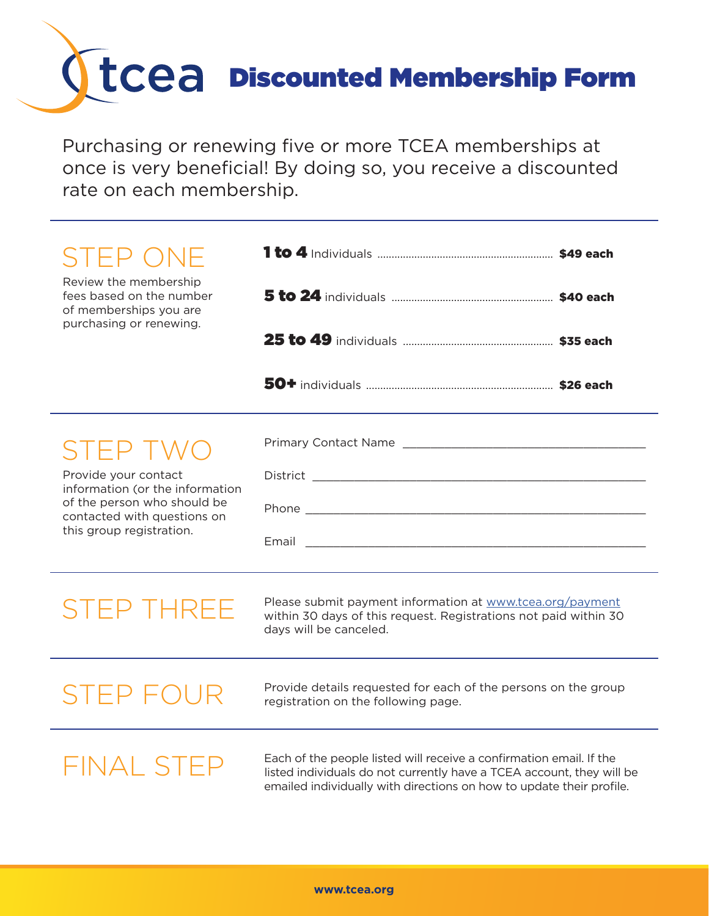# tcea Discounted Membership Form

Purchasing or renewing five or more TCEA memberships at once is very beneficial! By doing so, you receive a discounted rate on each membership.

## STEP ONE

Review the membership fees based on the number of memberships you are purchasing or renewing.

- **1 to 4** Individuals ........ **$49 each**
- **5 to 24** individuals ........ **$40 each**
- **25 to 49** individuals ........ **$35 each**
- **50+** individuals ........ **$26 each**

## STEP TWO

Provide your contact information (or the information of the person who should be contacted with questions on this group registration.

Primary Contact Name ______________________

District ______________________

Phone ______________________

Email ______________________

## STEP THREE

Please submit payment information at www.tcea.org/payment within 30 days of this request. Registrations not paid within 30 days will be canceled.

## STEP FOUR

Provide details requested for each of the persons on the group registration on the following page.

## FINAL STEP

Each of the people listed will receive a confirmation email. If the listed individuals do not currently have a TCEA account, they will be emailed individually with directions on how to update their profile.

**www.tcea.org**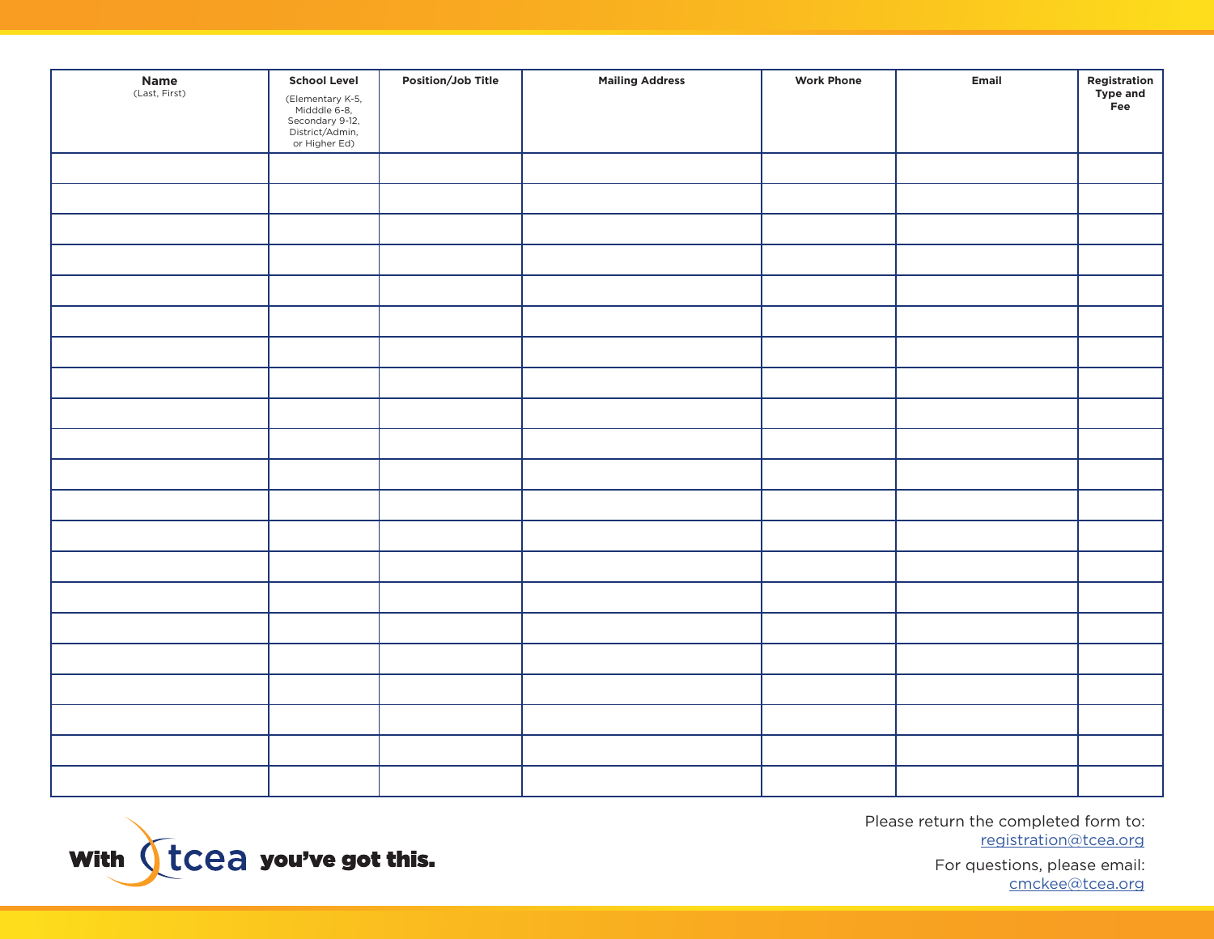| **Name** (Last, First) | **School Level** (Elementary K-5, Midddle 6-8, Secondary 9-12, District/Admin, or Higher Ed) | **Position/Job Title** | **Mailing Address** | **Work Phone** | **Email** | **Registration Type and Fee** |
|---|---|---|---|---|---|---|
| | | | | | | |
| | | | | | | |
| | | | | | | |
| | | | | | | |
| | | | | | | |
| | | | | | | |
| | | | | | | |
| | | | | | | |
| | | | | | | |
| | | | | | | |
| | | | | | | |
| | | | | | | |
| | | | | | | |
| | | | | | | |
| | | | | | | |
| | | | | | | |
| | | | | | | |
| | | | | | | |
| | | | | | | |
| | | | | | | |
| | | | | | | |

With tcea you've got this.

Please return the completed form to:
registration@tcea.org

For questions, please email:
cmckee@tcea.org